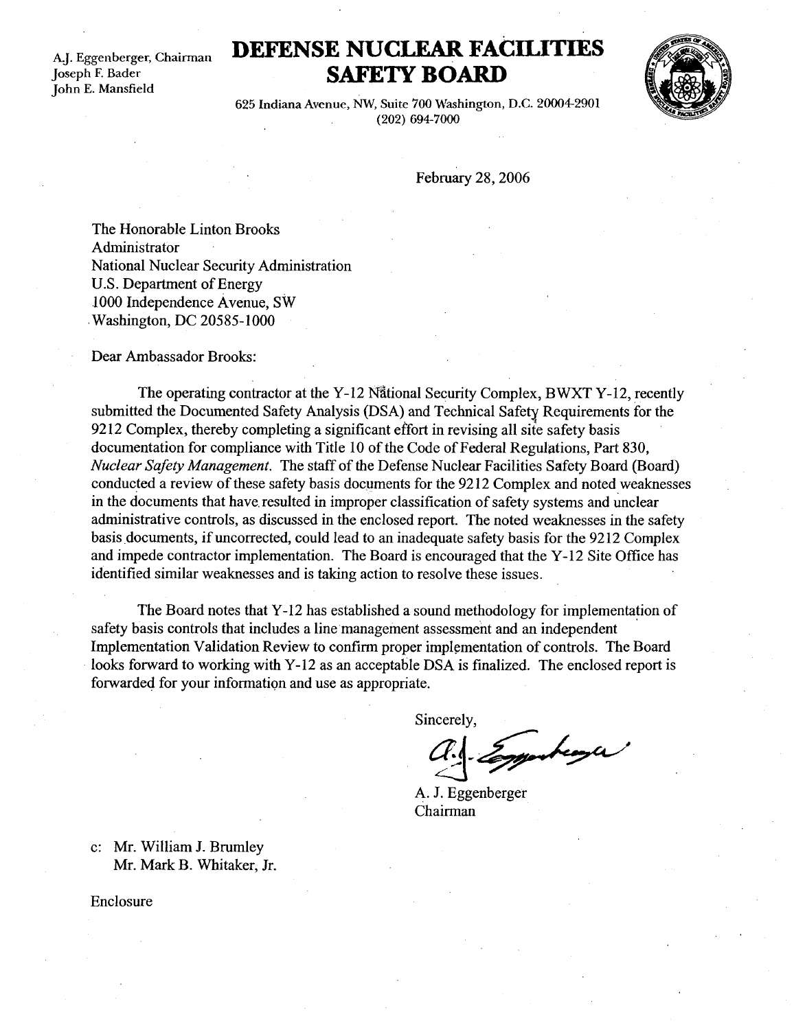A.J. Eggenberger, Chairman
Joseph F. Bader
John E. Mansfield

# DEFENSE NUCLEAR FACILITIES SAFETY BOARD

625 Indiana Avenue, NW, Suite 700 Washington, D.C. 20004-2901
(202) 694-7000

February 28, 2006

The Honorable Linton Brooks
Administrator
National Nuclear Security Administration
U.S. Department of Energy
1000 Independence Avenue, SW
Washington, DC 20585-1000

Dear Ambassador Brooks:

The operating contractor at the Y-12 National Security Complex, BWXT Y-12, recently submitted the Documented Safety Analysis (DSA) and Technical Safety Requirements for the 9212 Complex, thereby completing a significant effort in revising all site safety basis documentation for compliance with Title 10 of the Code of Federal Regulations, Part 830, *Nuclear Safety Management*. The staff of the Defense Nuclear Facilities Safety Board (Board) conducted a review of these safety basis documents for the 9212 Complex and noted weaknesses in the documents that have resulted in improper classification of safety systems and unclear administrative controls, as discussed in the enclosed report. The noted weaknesses in the safety basis documents, if uncorrected, could lead to an inadequate safety basis for the 9212 Complex and impede contractor implementation. The Board is encouraged that the Y-12 Site Office has identified similar weaknesses and is taking action to resolve these issues.

The Board notes that Y-12 has established a sound methodology for implementation of safety basis controls that includes a line management assessment and an independent Implementation Validation Review to confirm proper implementation of controls. The Board looks forward to working with Y-12 as an acceptable DSA is finalized. The enclosed report is forwarded for your information and use as appropriate.

Sincerely,

A. J. Eggenberger
Chairman

c: Mr. William J. Brumley
Mr. Mark B. Whitaker, Jr.

Enclosure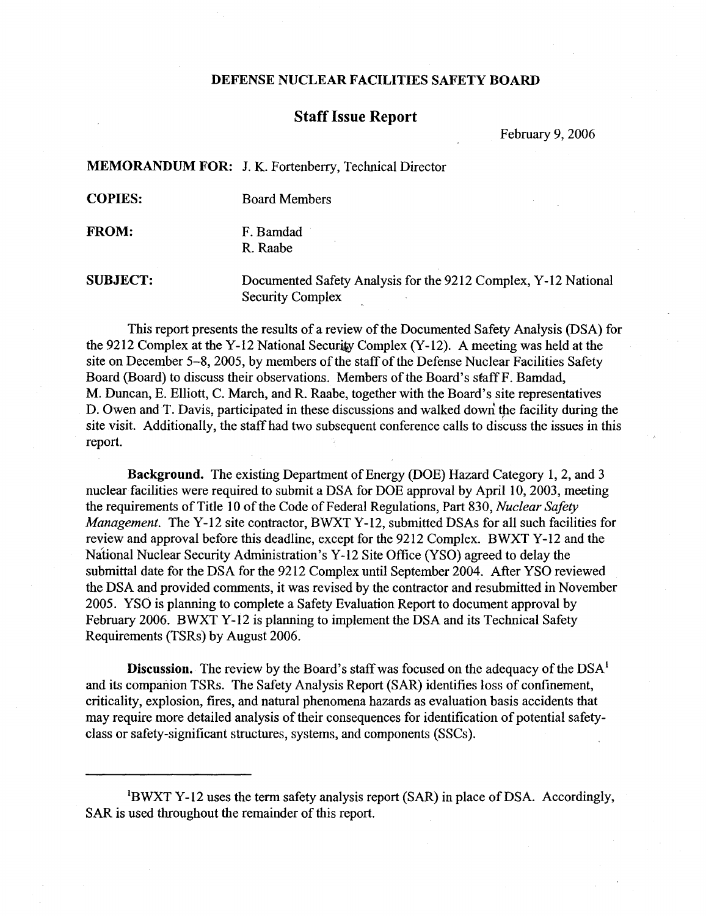**DEFENSE NUCLEAR FACILITIES SAFETY BOARD**

## Staff Issue Report

February 9, 2006

**MEMORANDUM FOR:** J. K. Fortenberry, Technical Director

**COPIES:** Board Members

**FROM:** F. Bamdad
R. Raabe

**SUBJECT:** Documented Safety Analysis for the 9212 Complex, Y-12 National Security Complex

This report presents the results of a review of the Documented Safety Analysis (DSA) for the 9212 Complex at the Y-12 National Security Complex (Y-12). A meeting was held at the site on December 5–8, 2005, by members of the staff of the Defense Nuclear Facilities Safety Board (Board) to discuss their observations. Members of the Board's staff F. Bamdad, M. Duncan, E. Elliott, C. March, and R. Raabe, together with the Board's site representatives D. Owen and T. Davis, participated in these discussions and walked down the facility during the site visit. Additionally, the staff had two subsequent conference calls to discuss the issues in this report.

**Background.** The existing Department of Energy (DOE) Hazard Category 1, 2, and 3 nuclear facilities were required to submit a DSA for DOE approval by April 10, 2003, meeting the requirements of Title 10 of the Code of Federal Regulations, Part 830, *Nuclear Safety Management*. The Y-12 site contractor, BWXT Y-12, submitted DSAs for all such facilities for review and approval before this deadline, except for the 9212 Complex. BWXT Y-12 and the National Nuclear Security Administration's Y-12 Site Office (YSO) agreed to delay the submittal date for the DSA for the 9212 Complex until September 2004. After YSO reviewed the DSA and provided comments, it was revised by the contractor and resubmitted in November 2005. YSO is planning to complete a Safety Evaluation Report to document approval by February 2006. BWXT Y-12 is planning to implement the DSA and its Technical Safety Requirements (TSRs) by August 2006.

**Discussion.** The review by the Board's staff was focused on the adequacy of the DSA[1] and its companion TSRs. The Safety Analysis Report (SAR) identifies loss of confinement, criticality, explosion, fires, and natural phenomena hazards as evaluation basis accidents that may require more detailed analysis of their consequences for identification of potential safety-class or safety-significant structures, systems, and components (SSCs).

---

[1]BWXT Y-12 uses the term safety analysis report (SAR) in place of DSA. Accordingly, SAR is used throughout the remainder of this report.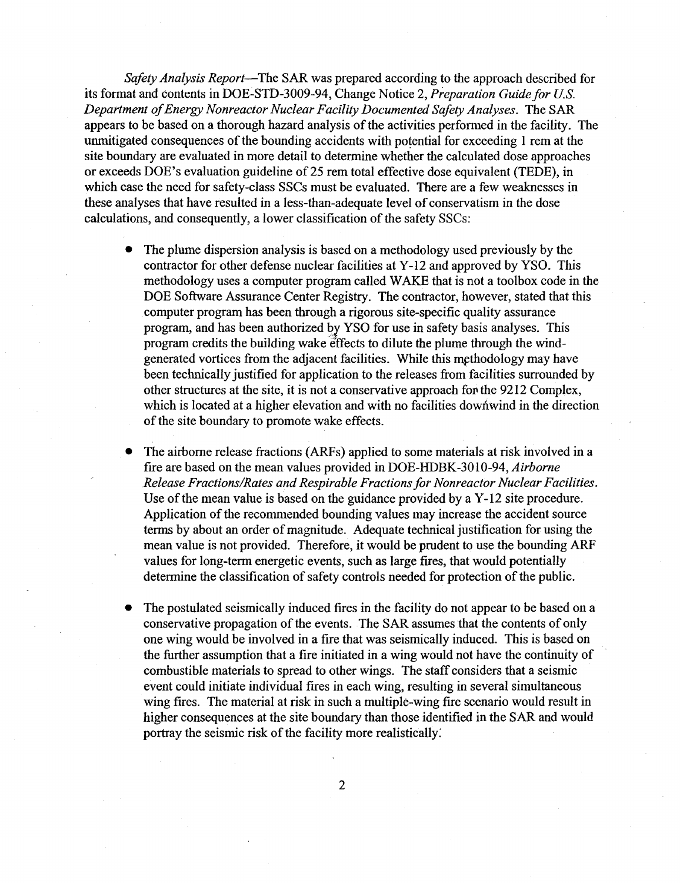*Safety Analysis Report*—The SAR was prepared according to the approach described for its format and contents in DOE-STD-3009-94, Change Notice 2, *Preparation Guide for U.S. Department of Energy Nonreactor Nuclear Facility Documented Safety Analyses*. The SAR appears to be based on a thorough hazard analysis of the activities performed in the facility. The unmitigated consequences of the bounding accidents with potential for exceeding 1 rem at the site boundary are evaluated in more detail to determine whether the calculated dose approaches or exceeds DOE's evaluation guideline of 25 rem total effective dose equivalent (TEDE), in which case the need for safety-class SSCs must be evaluated. There are a few weaknesses in these analyses that have resulted in a less-than-adequate level of conservatism in the dose calculations, and consequently, a lower classification of the safety SSCs:

- The plume dispersion analysis is based on a methodology used previously by the contractor for other defense nuclear facilities at Y-12 and approved by YSO. This methodology uses a computer program called WAKE that is not a toolbox code in the DOE Software Assurance Center Registry. The contractor, however, stated that this computer program has been through a rigorous site-specific quality assurance program, and has been authorized by YSO for use in safety basis analyses. This program credits the building wake effects to dilute the plume through the wind-generated vortices from the adjacent facilities. While this methodology may have been technically justified for application to the releases from facilities surrounded by other structures at the site, it is not a conservative approach for the 9212 Complex, which is located at a higher elevation and with no facilities downwind in the direction of the site boundary to promote wake effects.

- The airborne release fractions (ARFs) applied to some materials at risk involved in a fire are based on the mean values provided in DOE-HDBK-3010-94, *Airborne Release Fractions/Rates and Respirable Fractions for Nonreactor Nuclear Facilities*. Use of the mean value is based on the guidance provided by a Y-12 site procedure. Application of the recommended bounding values may increase the accident source terms by about an order of magnitude. Adequate technical justification for using the mean value is not provided. Therefore, it would be prudent to use the bounding ARF values for long-term energetic events, such as large fires, that would potentially determine the classification of safety controls needed for protection of the public.

- The postulated seismically induced fires in the facility do not appear to be based on a conservative propagation of the events. The SAR assumes that the contents of only one wing would be involved in a fire that was seismically induced. This is based on the further assumption that a fire initiated in a wing would not have the continuity of combustible materials to spread to other wings. The staff considers that a seismic event could initiate individual fires in each wing, resulting in several simultaneous wing fires. The material at risk in such a multiple-wing fire scenario would result in higher consequences at the site boundary than those identified in the SAR and would portray the seismic risk of the facility more realistically.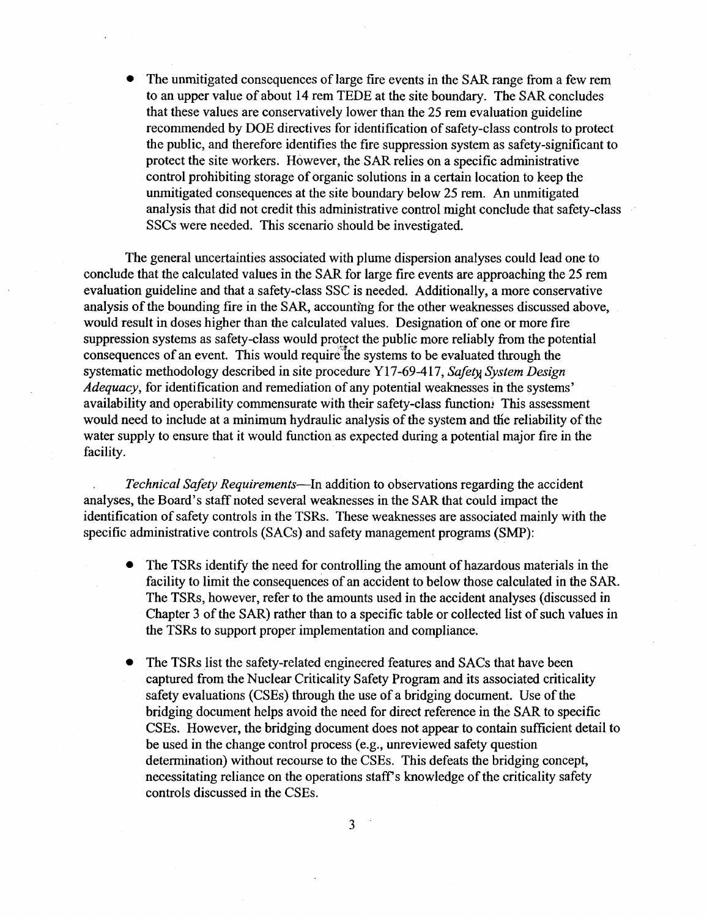- The unmitigated consequences of large fire events in the SAR range from a few rem to an upper value of about 14 rem TEDE at the site boundary. The SAR concludes that these values are conservatively lower than the 25 rem evaluation guideline recommended by DOE directives for identification of safety-class controls to protect the public, and therefore identifies the fire suppression system as safety-significant to protect the site workers. However, the SAR relies on a specific administrative control prohibiting storage of organic solutions in a certain location to keep the unmitigated consequences at the site boundary below 25 rem. An unmitigated analysis that did not credit this administrative control might conclude that safety-class SSCs were needed. This scenario should be investigated.

The general uncertainties associated with plume dispersion analyses could lead one to conclude that the calculated values in the SAR for large fire events are approaching the 25 rem evaluation guideline and that a safety-class SSC is needed. Additionally, a more conservative analysis of the bounding fire in the SAR, accounting for the other weaknesses discussed above, would result in doses higher than the calculated values. Designation of one or more fire suppression systems as safety-class would protect the public more reliably from the potential consequences of an event. This would require the systems to be evaluated through the systematic methodology described in site procedure Y17-69-417, *Safety System Design Adequacy*, for identification and remediation of any potential weaknesses in the systems' availability and operability commensurate with their safety-class function. This assessment would need to include at a minimum hydraulic analysis of the system and the reliability of the water supply to ensure that it would function as expected during a potential major fire in the facility.

*Technical Safety Requirements*—In addition to observations regarding the accident analyses, the Board's staff noted several weaknesses in the SAR that could impact the identification of safety controls in the TSRs. These weaknesses are associated mainly with the specific administrative controls (SACs) and safety management programs (SMP):

- The TSRs identify the need for controlling the amount of hazardous materials in the facility to limit the consequences of an accident to below those calculated in the SAR. The TSRs, however, refer to the amounts used in the accident analyses (discussed in Chapter 3 of the SAR) rather than to a specific table or collected list of such values in the TSRs to support proper implementation and compliance.

- The TSRs list the safety-related engineered features and SACs that have been captured from the Nuclear Criticality Safety Program and its associated criticality safety evaluations (CSEs) through the use of a bridging document. Use of the bridging document helps avoid the need for direct reference in the SAR to specific CSEs. However, the bridging document does not appear to contain sufficient detail to be used in the change control process (e.g., unreviewed safety question determination) without recourse to the CSEs. This defeats the bridging concept, necessitating reliance on the operations staff's knowledge of the criticality safety controls discussed in the CSEs.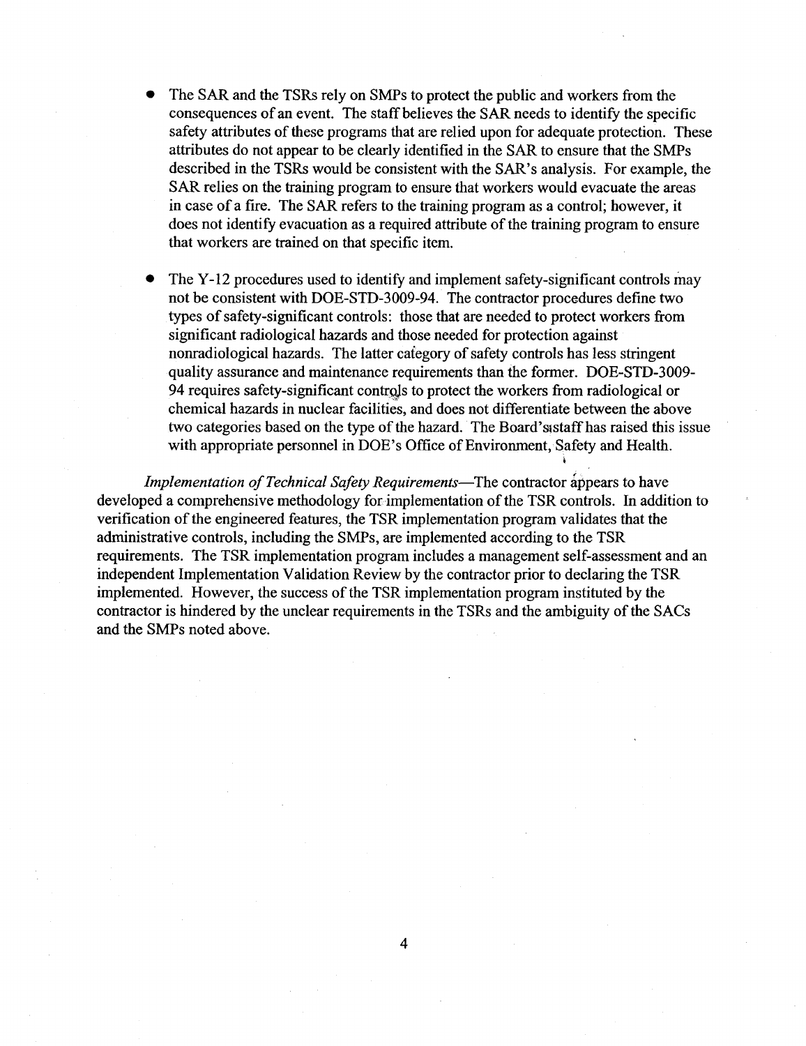- The SAR and the TSRs rely on SMPs to protect the public and workers from the consequences of an event. The staff believes the SAR needs to identify the specific safety attributes of these programs that are relied upon for adequate protection. These attributes do not appear to be clearly identified in the SAR to ensure that the SMPs described in the TSRs would be consistent with the SAR's analysis. For example, the SAR relies on the training program to ensure that workers would evacuate the areas in case of a fire. The SAR refers to the training program as a control; however, it does not identify evacuation as a required attribute of the training program to ensure that workers are trained on that specific item.

- The Y-12 procedures used to identify and implement safety-significant controls may not be consistent with DOE-STD-3009-94. The contractor procedures define two types of safety-significant controls: those that are needed to protect workers from significant radiological hazards and those needed for protection against nonradiological hazards. The latter category of safety controls has less stringent quality assurance and maintenance requirements than the former. DOE-STD-3009-94 requires safety-significant controls to protect the workers from radiological or chemical hazards in nuclear facilities, and does not differentiate between the above two categories based on the type of the hazard. The Board's staff has raised this issue with appropriate personnel in DOE's Office of Environment, Safety and Health.

*Implementation of Technical Safety Requirements*—The contractor appears to have developed a comprehensive methodology for implementation of the TSR controls. In addition to verification of the engineered features, the TSR implementation program validates that the administrative controls, including the SMPs, are implemented according to the TSR requirements. The TSR implementation program includes a management self-assessment and an independent Implementation Validation Review by the contractor prior to declaring the TSR implemented. However, the success of the TSR implementation program instituted by the contractor is hindered by the unclear requirements in the TSRs and the ambiguity of the SACs and the SMPs noted above.